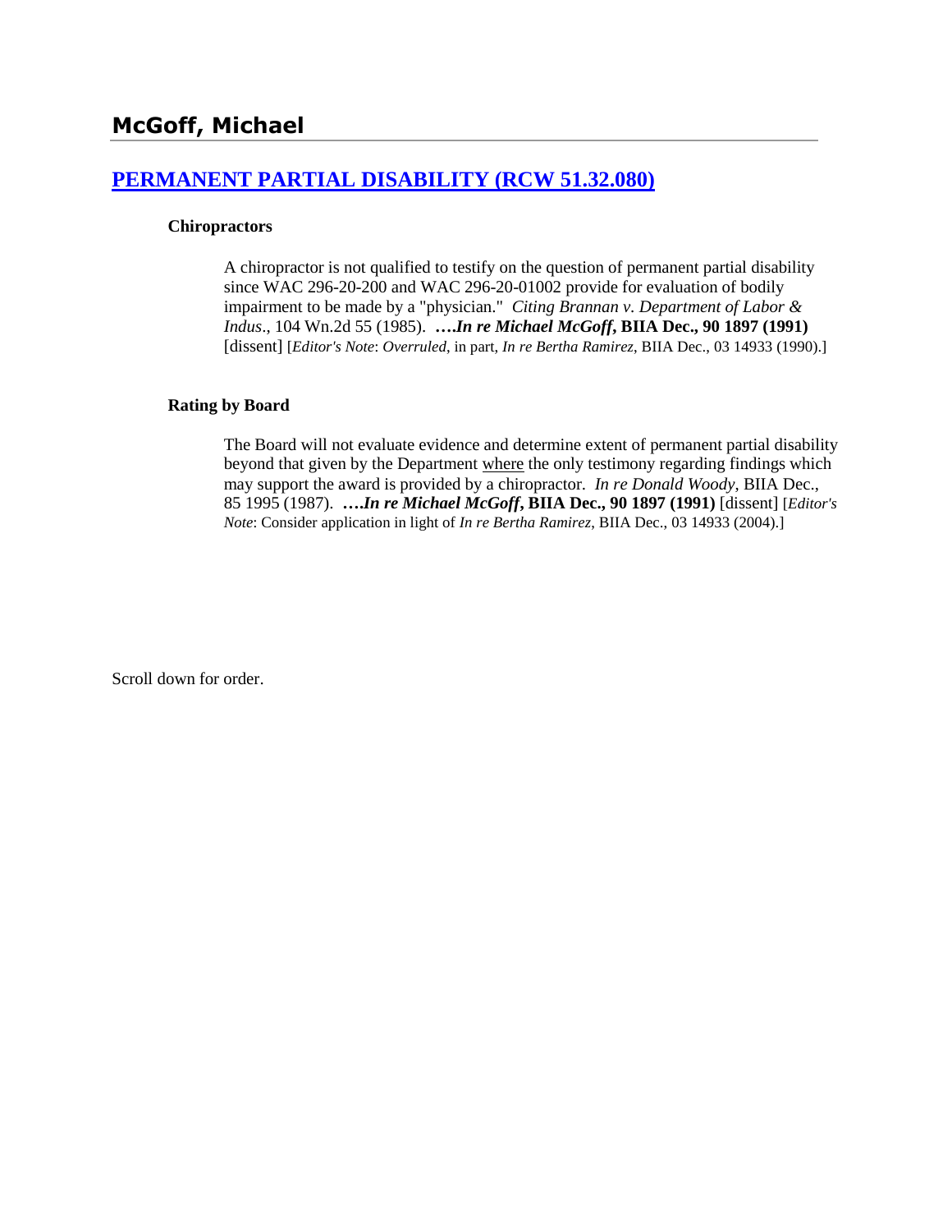# McGoff, Michael

## [PERMANENT PARTIAL DISABILITY (RCW 51.32.080)]()

### Chiropractors

A chiropractor is not qualified to testify on the question of permanent partial disability since WAC 296-20-200 and WAC 296-20-01002 provide for evaluation of bodily impairment to be made by a "physician." *Citing Brannan v. Department of Labor & Indus*., 104 Wn.2d 55 (1985). **….*In re Michael McGoff*, BIIA Dec., 90 1897 (1991)** [dissent] [*Editor's Note*: *Overruled*, in part, *In re Bertha Ramirez*, BIIA Dec., 03 14933 (1990).]

### Rating by Board

The Board will not evaluate evidence and determine extent of permanent partial disability beyond that given by the Department where the only testimony regarding findings which may support the award is provided by a chiropractor. *In re Donald Woody*, BIIA Dec., 85 1995 (1987). **….*In re Michael McGoff*, BIIA Dec., 90 1897 (1991)** [dissent] [*Editor's Note*: Consider application in light of *In re Bertha Ramirez*, BIIA Dec., 03 14933 (2004).]

Scroll down for order.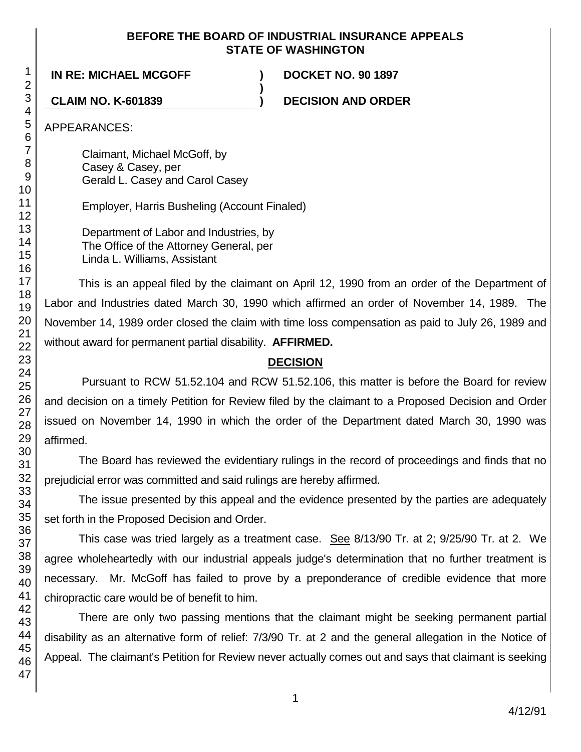**BEFORE THE BOARD OF INDUSTRIAL INSURANCE APPEALS**
**STATE OF WASHINGTON**

| | | |
|---|---|---|
| **IN RE: MICHAEL MCGOFF** | **)** | **DOCKET NO. 90 1897** |
| | **)** | |
| **CLAIM NO. K-601839** | **)** | **DECISION AND ORDER** |

APPEARANCES:

Claimant, Michael McGoff, by
Casey & Casey, per
Gerald L. Casey and Carol Casey

Employer, Harris Busheling (Account Finaled)

Department of Labor and Industries, by
The Office of the Attorney General, per
Linda L. Williams, Assistant

This is an appeal filed by the claimant on April 12, 1990 from an order of the Department of Labor and Industries dated March 30, 1990 which affirmed an order of November 14, 1989. The November 14, 1989 order closed the claim with time loss compensation as paid to July 26, 1989 and without award for permanent partial disability. **AFFIRMED.**

## DECISION

Pursuant to RCW 51.52.104 and RCW 51.52.106, this matter is before the Board for review and decision on a timely Petition for Review filed by the claimant to a Proposed Decision and Order issued on November 14, 1990 in which the order of the Department dated March 30, 1990 was affirmed.

The Board has reviewed the evidentiary rulings in the record of proceedings and finds that no prejudicial error was committed and said rulings are hereby affirmed.

The issue presented by this appeal and the evidence presented by the parties are adequately set forth in the Proposed Decision and Order.

This case was tried largely as a treatment case. See 8/13/90 Tr. at 2; 9/25/90 Tr. at 2. We agree wholeheartedly with our industrial appeals judge's determination that no further treatment is necessary. Mr. McGoff has failed to prove by a preponderance of credible evidence that more chiropractic care would be of benefit to him.

There are only two passing mentions that the claimant might be seeking permanent partial disability as an alternative form of relief: 7/3/90 Tr. at 2 and the general allegation in the Notice of Appeal. The claimant's Petition for Review never actually comes out and says that claimant is seeking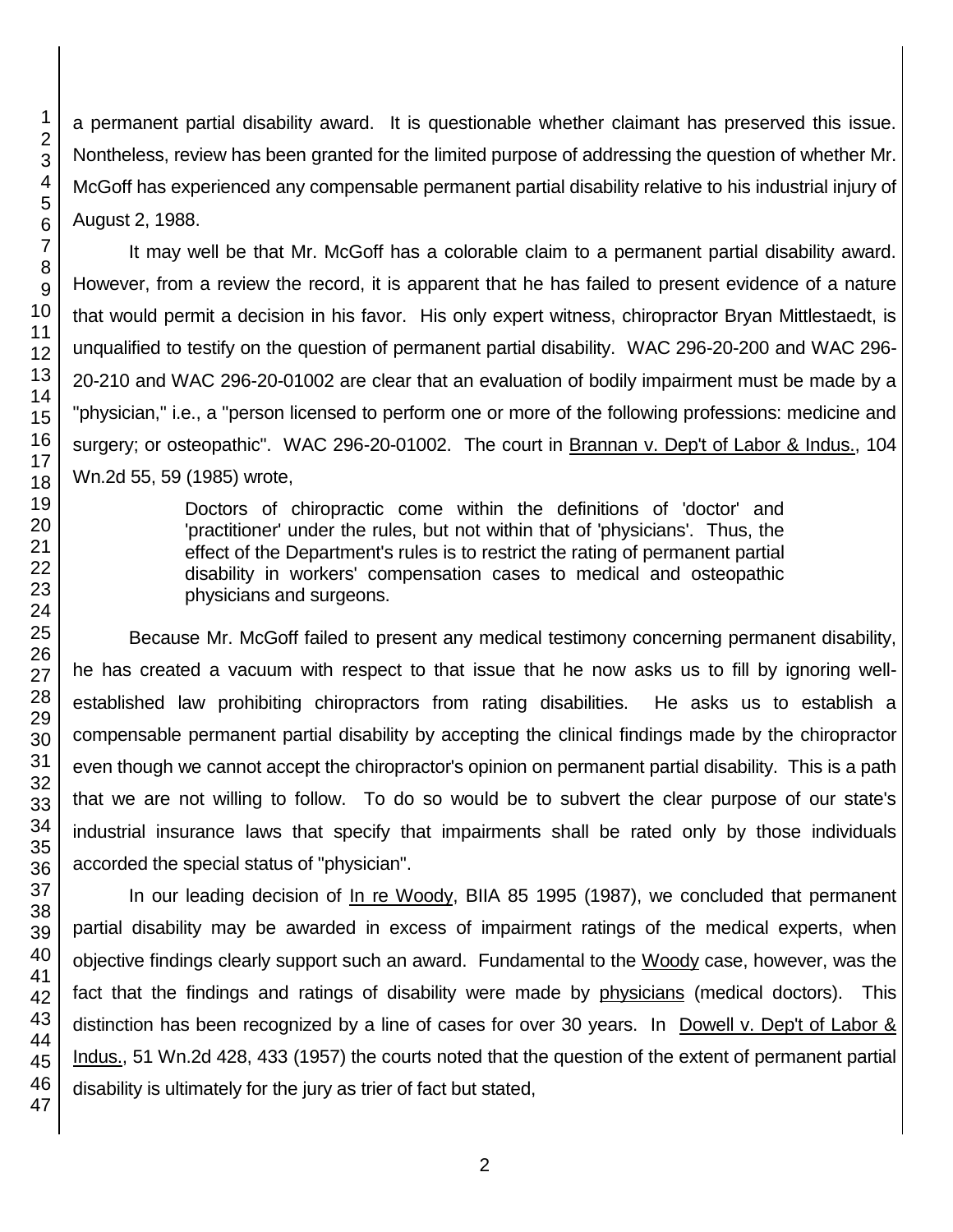a permanent partial disability award. It is questionable whether claimant has preserved this issue. Nontheless, review has been granted for the limited purpose of addressing the question of whether Mr. McGoff has experienced any compensable permanent partial disability relative to his industrial injury of August 2, 1988.

It may well be that Mr. McGoff has a colorable claim to a permanent partial disability award. However, from a review the record, it is apparent that he has failed to present evidence of a nature that would permit a decision in his favor. His only expert witness, chiropractor Bryan Mittlestaedt, is unqualified to testify on the question of permanent partial disability. WAC 296-20-200 and WAC 296-20-210 and WAC 296-20-01002 are clear that an evaluation of bodily impairment must be made by a "physician," i.e., a "person licensed to perform one or more of the following professions: medicine and surgery; or osteopathic". WAC 296-20-01002. The court in Brannan v. Dep't of Labor & Indus., 104 Wn.2d 55, 59 (1985) wrote,

> Doctors of chiropractic come within the definitions of 'doctor' and 'practitioner' under the rules, but not within that of 'physicians'. Thus, the effect of the Department's rules is to restrict the rating of permanent partial disability in workers' compensation cases to medical and osteopathic physicians and surgeons.

Because Mr. McGoff failed to present any medical testimony concerning permanent disability, he has created a vacuum with respect to that issue that he now asks us to fill by ignoring well-established law prohibiting chiropractors from rating disabilities. He asks us to establish a compensable permanent partial disability by accepting the clinical findings made by the chiropractor even though we cannot accept the chiropractor's opinion on permanent partial disability. This is a path that we are not willing to follow. To do so would be to subvert the clear purpose of our state's industrial insurance laws that specify that impairments shall be rated only by those individuals accorded the special status of "physician".

In our leading decision of In re Woody, BIIA 85 1995 (1987), we concluded that permanent partial disability may be awarded in excess of impairment ratings of the medical experts, when objective findings clearly support such an award. Fundamental to the Woody case, however, was the fact that the findings and ratings of disability were made by physicians (medical doctors). This distinction has been recognized by a line of cases for over 30 years. In Dowell v. Dep't of Labor & Indus., 51 Wn.2d 428, 433 (1957) the courts noted that the question of the extent of permanent partial disability is ultimately for the jury as trier of fact but stated,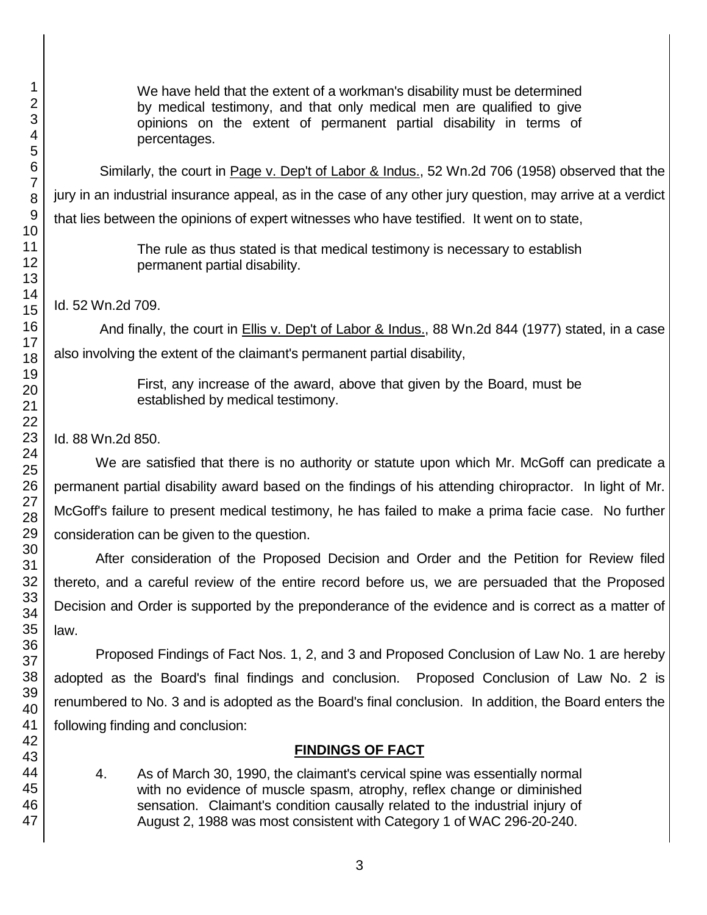> We have held that the extent of a workman's disability must be determined by medical testimony, and that only medical men are qualified to give opinions on the extent of permanent partial disability in terms of percentages.

Similarly, the court in Page v. Dep't of Labor & Indus., 52 Wn.2d 706 (1958) observed that the jury in an industrial insurance appeal, as in the case of any other jury question, may arrive at a verdict that lies between the opinions of expert witnesses who have testified. It went on to state,

> The rule as thus stated is that medical testimony is necessary to establish permanent partial disability.

Id. 52 Wn.2d 709.

And finally, the court in Ellis v. Dep't of Labor & Indus., 88 Wn.2d 844 (1977) stated, in a case also involving the extent of the claimant's permanent partial disability,

> First, any increase of the award, above that given by the Board, must be established by medical testimony.

Id. 88 Wn.2d 850.

We are satisfied that there is no authority or statute upon which Mr. McGoff can predicate a permanent partial disability award based on the findings of his attending chiropractor. In light of Mr. McGoff's failure to present medical testimony, he has failed to make a prima facie case. No further consideration can be given to the question.

After consideration of the Proposed Decision and Order and the Petition for Review filed thereto, and a careful review of the entire record before us, we are persuaded that the Proposed Decision and Order is supported by the preponderance of the evidence and is correct as a matter of law.

Proposed Findings of Fact Nos. 1, 2, and 3 and Proposed Conclusion of Law No. 1 are hereby adopted as the Board's final findings and conclusion. Proposed Conclusion of Law No. 2 is renumbered to No. 3 and is adopted as the Board's final conclusion. In addition, the Board enters the following finding and conclusion:

## FINDINGS OF FACT

4. As of March 30, 1990, the claimant's cervical spine was essentially normal with no evidence of muscle spasm, atrophy, reflex change or diminished sensation. Claimant's condition causally related to the industrial injury of August 2, 1988 was most consistent with Category 1 of WAC 296-20-240.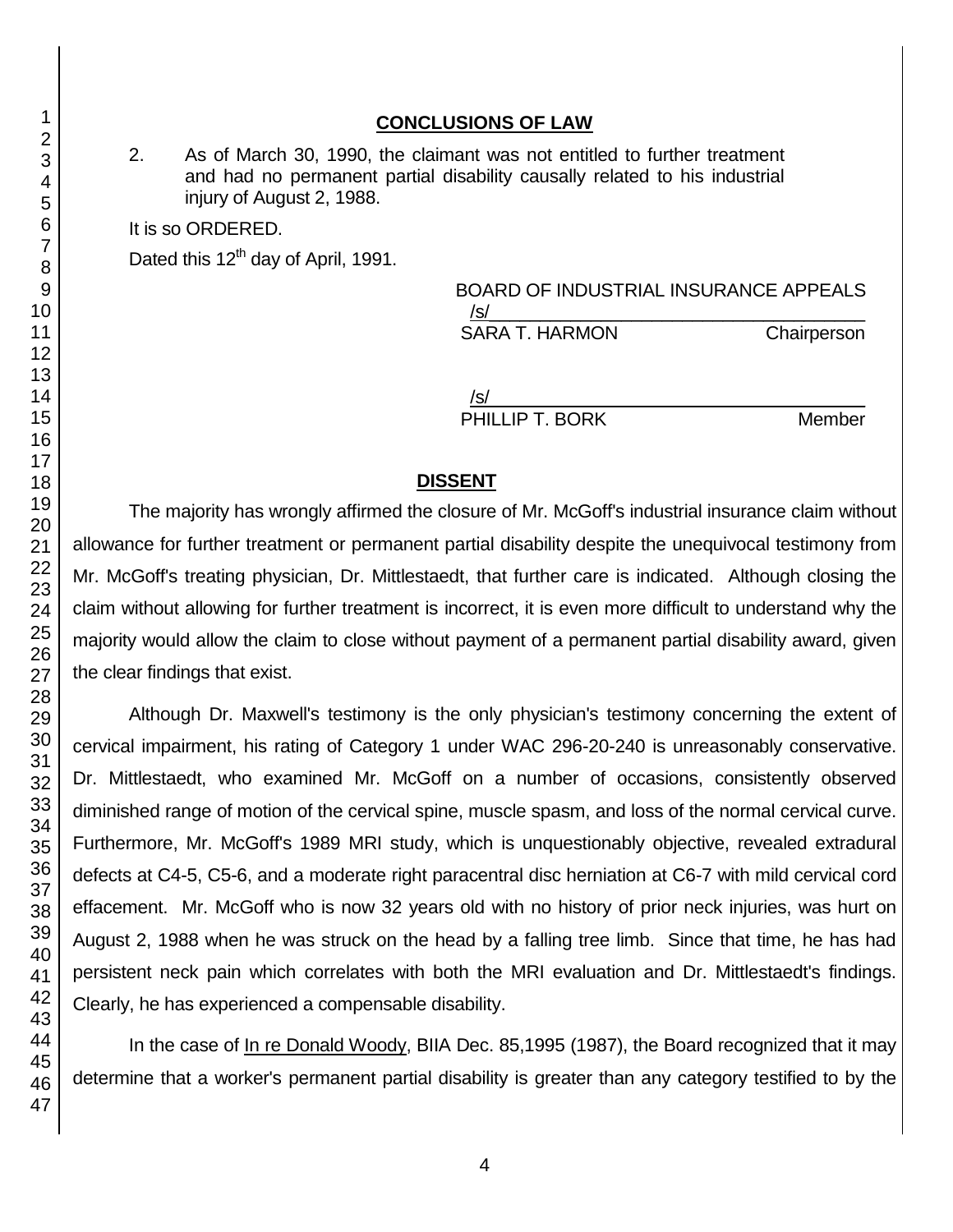## CONCLUSIONS OF LAW

2. As of March 30, 1990, the claimant was not entitled to further treatment and had no permanent partial disability causally related to his industrial injury of August 2, 1988.

It is so ORDERED.

Dated this 12th day of April, 1991.

BOARD OF INDUSTRIAL INSURANCE APPEALS

/s/
SARA T. HARMON Chairperson

/s/
PHILLIP T. BORK Member

## DISSENT

The majority has wrongly affirmed the closure of Mr. McGoff's industrial insurance claim without allowance for further treatment or permanent partial disability despite the unequivocal testimony from Mr. McGoff's treating physician, Dr. Mittlestaedt, that further care is indicated. Although closing the claim without allowing for further treatment is incorrect, it is even more difficult to understand why the majority would allow the claim to close without payment of a permanent partial disability award, given the clear findings that exist.

Although Dr. Maxwell's testimony is the only physician's testimony concerning the extent of cervical impairment, his rating of Category 1 under WAC 296-20-240 is unreasonably conservative. Dr. Mittlestaedt, who examined Mr. McGoff on a number of occasions, consistently observed diminished range of motion of the cervical spine, muscle spasm, and loss of the normal cervical curve. Furthermore, Mr. McGoff's 1989 MRI study, which is unquestionably objective, revealed extradural defects at C4-5, C5-6, and a moderate right paracentral disc herniation at C6-7 with mild cervical cord effacement. Mr. McGoff who is now 32 years old with no history of prior neck injuries, was hurt on August 2, 1988 when he was struck on the head by a falling tree limb. Since that time, he has had persistent neck pain which correlates with both the MRI evaluation and Dr. Mittlestaedt's findings. Clearly, he has experienced a compensable disability.

In the case of In re Donald Woody, BIIA Dec. 85,1995 (1987), the Board recognized that it may determine that a worker's permanent partial disability is greater than any category testified to by the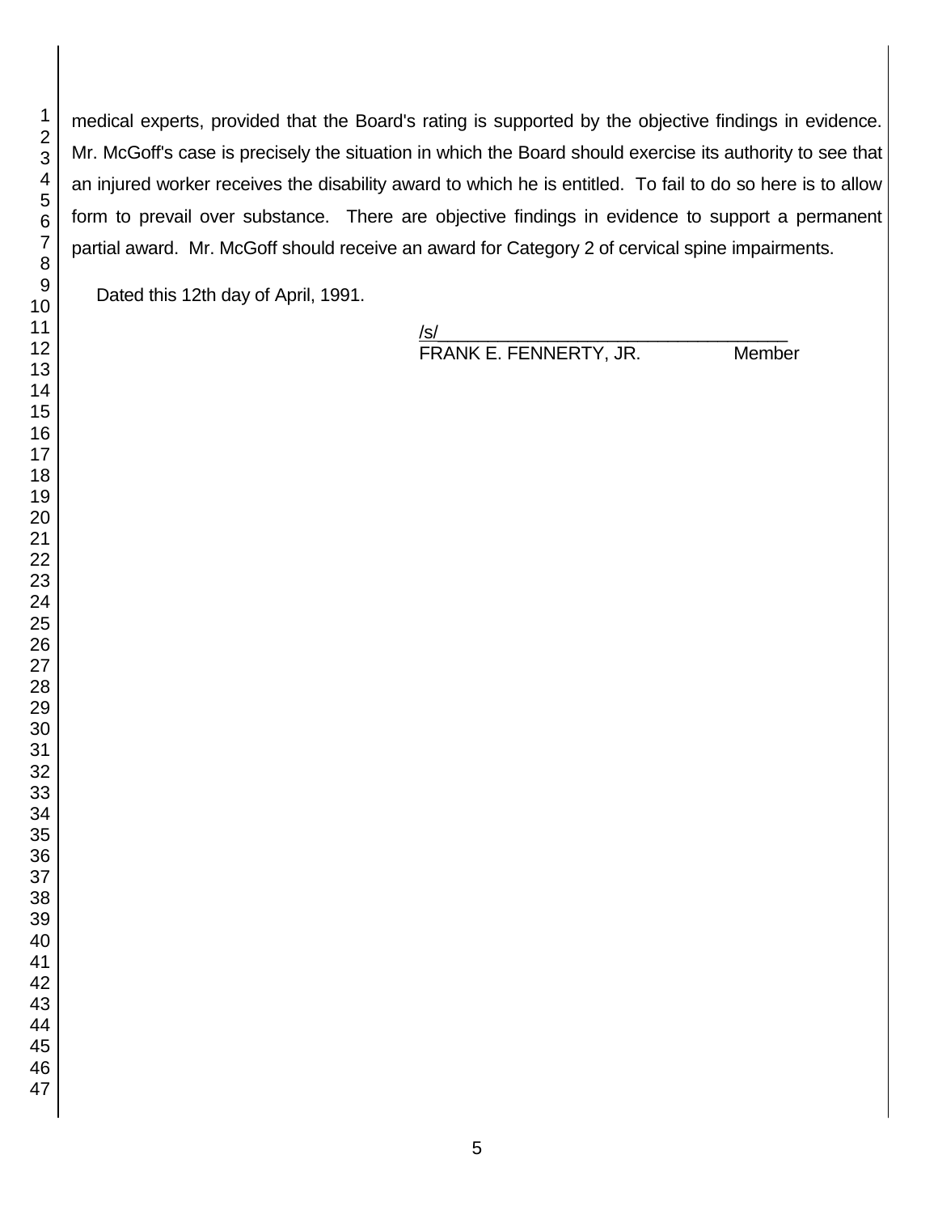medical experts, provided that the Board's rating is supported by the objective findings in evidence. Mr. McGoff's case is precisely the situation in which the Board should exercise its authority to see that an injured worker receives the disability award to which he is entitled. To fail to do so here is to allow form to prevail over substance. There are objective findings in evidence to support a permanent partial award. Mr. McGoff should receive an award for Category 2 of cervical spine impairments.

Dated this 12th day of April, 1991.

/s/______________________________________
FRANK E. FENNERTY, JR. Member